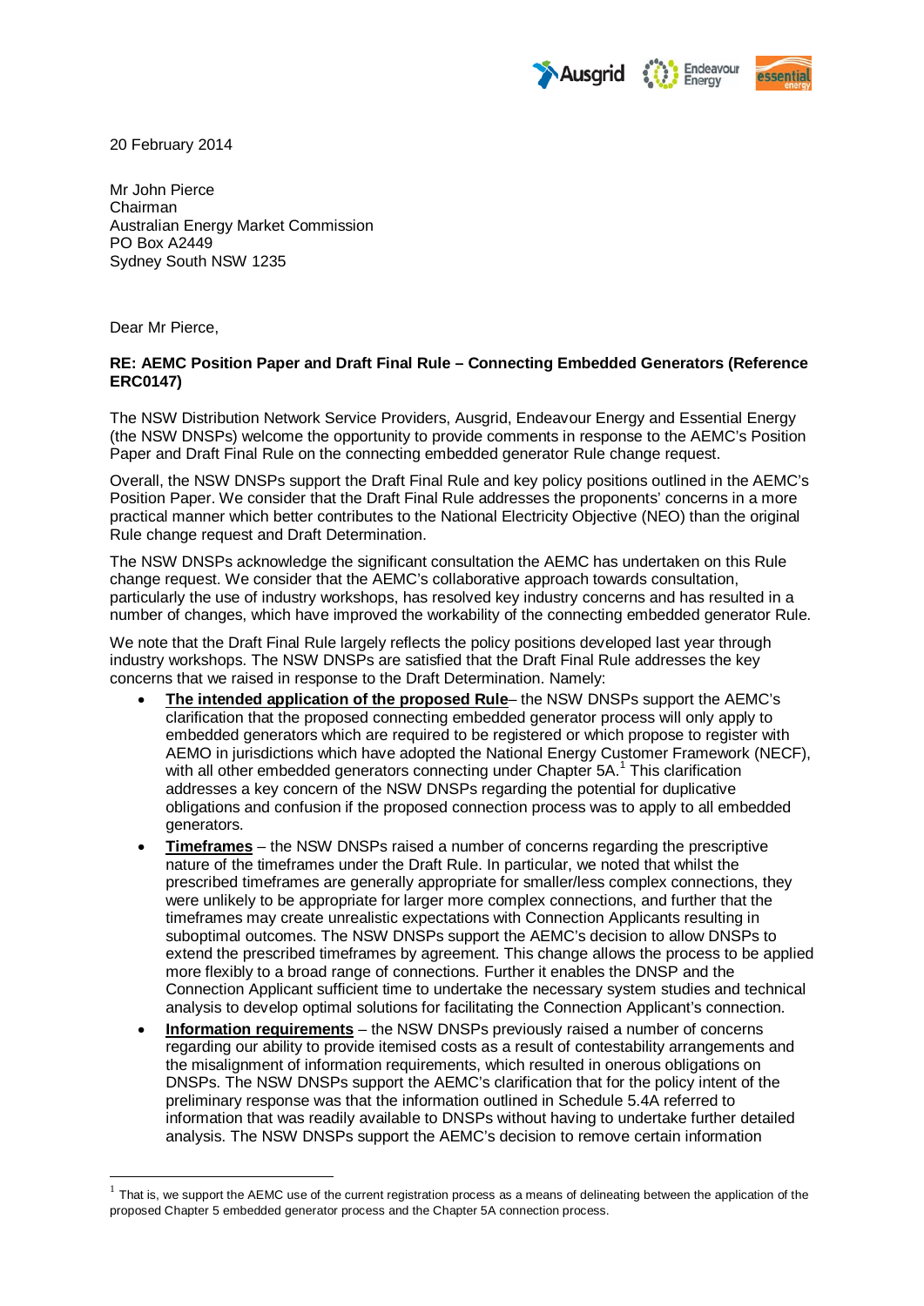20 February 2014

Mr John Pierce
Chairman
Australian Energy Market Commission
PO Box A2449
Sydney South NSW 1235

Dear Mr Pierce,

**RE: AEMC Position Paper and Draft Final Rule – Connecting Embedded Generators (Reference ERC0147)**

The NSW Distribution Network Service Providers, Ausgrid, Endeavour Energy and Essential Energy (the NSW DNSPs) welcome the opportunity to provide comments in response to the AEMC's Position Paper and Draft Final Rule on the connecting embedded generator Rule change request.

Overall, the NSW DNSPs support the Draft Final Rule and key policy positions outlined in the AEMC's Position Paper. We consider that the Draft Final Rule addresses the proponents' concerns in a more practical manner which better contributes to the National Electricity Objective (NEO) than the original Rule change request and Draft Determination.

The NSW DNSPs acknowledge the significant consultation the AEMC has undertaken on this Rule change request. We consider that the AEMC's collaborative approach towards consultation, particularly the use of industry workshops, has resolved key industry concerns and has resulted in a number of changes, which have improved the workability of the connecting embedded generator Rule.

We note that the Draft Final Rule largely reflects the policy positions developed last year through industry workshops. The NSW DNSPs are satisfied that the Draft Final Rule addresses the key concerns that we raised in response to the Draft Determination. Namely:

- **<u>The intended application of the proposed Rule</u>**– the NSW DNSPs support the AEMC's clarification that the proposed connecting embedded generator process will only apply to embedded generators which are required to be registered or which propose to register with AEMO in jurisdictions which have adopted the National Energy Customer Framework (NECF), with all other embedded generators connecting under Chapter 5A.[1] This clarification addresses a key concern of the NSW DNSPs regarding the potential for duplicative obligations and confusion if the proposed connection process was to apply to all embedded generators.
- **<u>Timeframes</u>** – the NSW DNSPs raised a number of concerns regarding the prescriptive nature of the timeframes under the Draft Rule. In particular, we noted that whilst the prescribed timeframes are generally appropriate for smaller/less complex connections, they were unlikely to be appropriate for larger more complex connections, and further that the timeframes may create unrealistic expectations with Connection Applicants resulting in suboptimal outcomes. The NSW DNSPs support the AEMC's decision to allow DNSPs to extend the prescribed timeframes by agreement. This change allows the process to be applied more flexibly to a broad range of connections. Further it enables the DNSP and the Connection Applicant sufficient time to undertake the necessary system studies and technical analysis to develop optimal solutions for facilitating the Connection Applicant's connection.
- **<u>Information requirements</u>** – the NSW DNSPs previously raised a number of concerns regarding our ability to provide itemised costs as a result of contestability arrangements and the misalignment of information requirements, which resulted in onerous obligations on DNSPs. The NSW DNSPs support the AEMC's clarification that for the policy intent of the preliminary response was that the information outlined in Schedule 5.4A referred to information that was readily available to DNSPs without having to undertake further detailed analysis. The NSW DNSPs support the AEMC's decision to remove certain information

[1] That is, we support the AEMC use of the current registration process as a means of delineating between the application of the proposed Chapter 5 embedded generator process and the Chapter 5A connection process.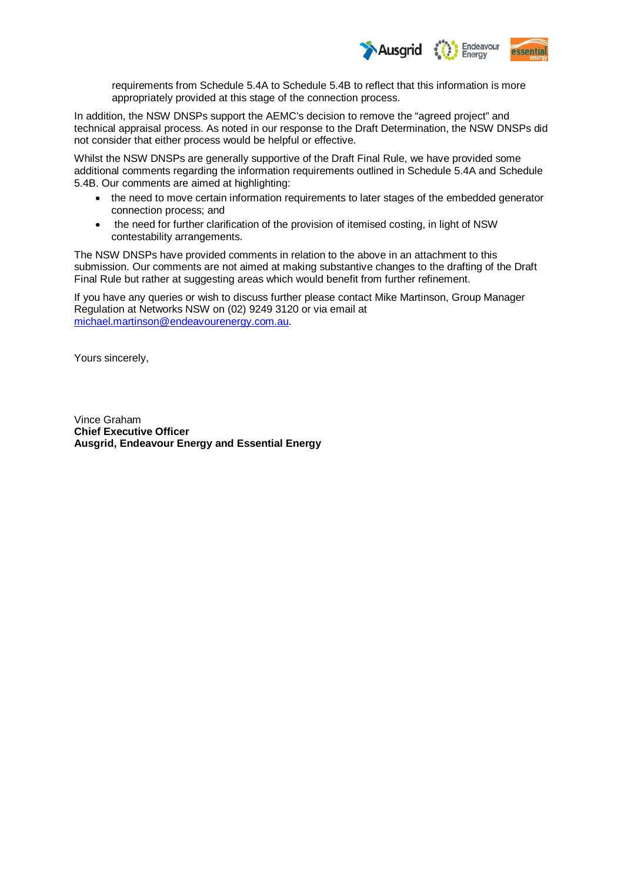requirements from Schedule 5.4A to Schedule 5.4B to reflect that this information is more appropriately provided at this stage of the connection process.

In addition, the NSW DNSPs support the AEMC's decision to remove the "agreed project" and technical appraisal process. As noted in our response to the Draft Determination, the NSW DNSPs did not consider that either process would be helpful or effective.

Whilst the NSW DNSPs are generally supportive of the Draft Final Rule, we have provided some additional comments regarding the information requirements outlined in Schedule 5.4A and Schedule 5.4B. Our comments are aimed at highlighting:

- the need to move certain information requirements to later stages of the embedded generator connection process; and
- the need for further clarification of the provision of itemised costing, in light of NSW contestability arrangements.

The NSW DNSPs have provided comments in relation to the above in an attachment to this submission. Our comments are not aimed at making substantive changes to the drafting of the Draft Final Rule but rather at suggesting areas which would benefit from further refinement.

If you have any queries or wish to discuss further please contact Mike Martinson, Group Manager Regulation at Networks NSW on (02) 9249 3120 or via email at michael.martinson@endeavourenergy.com.au.

Yours sincerely,

Vince Graham
**Chief Executive Officer**
**Ausgrid, Endeavour Energy and Essential Energy**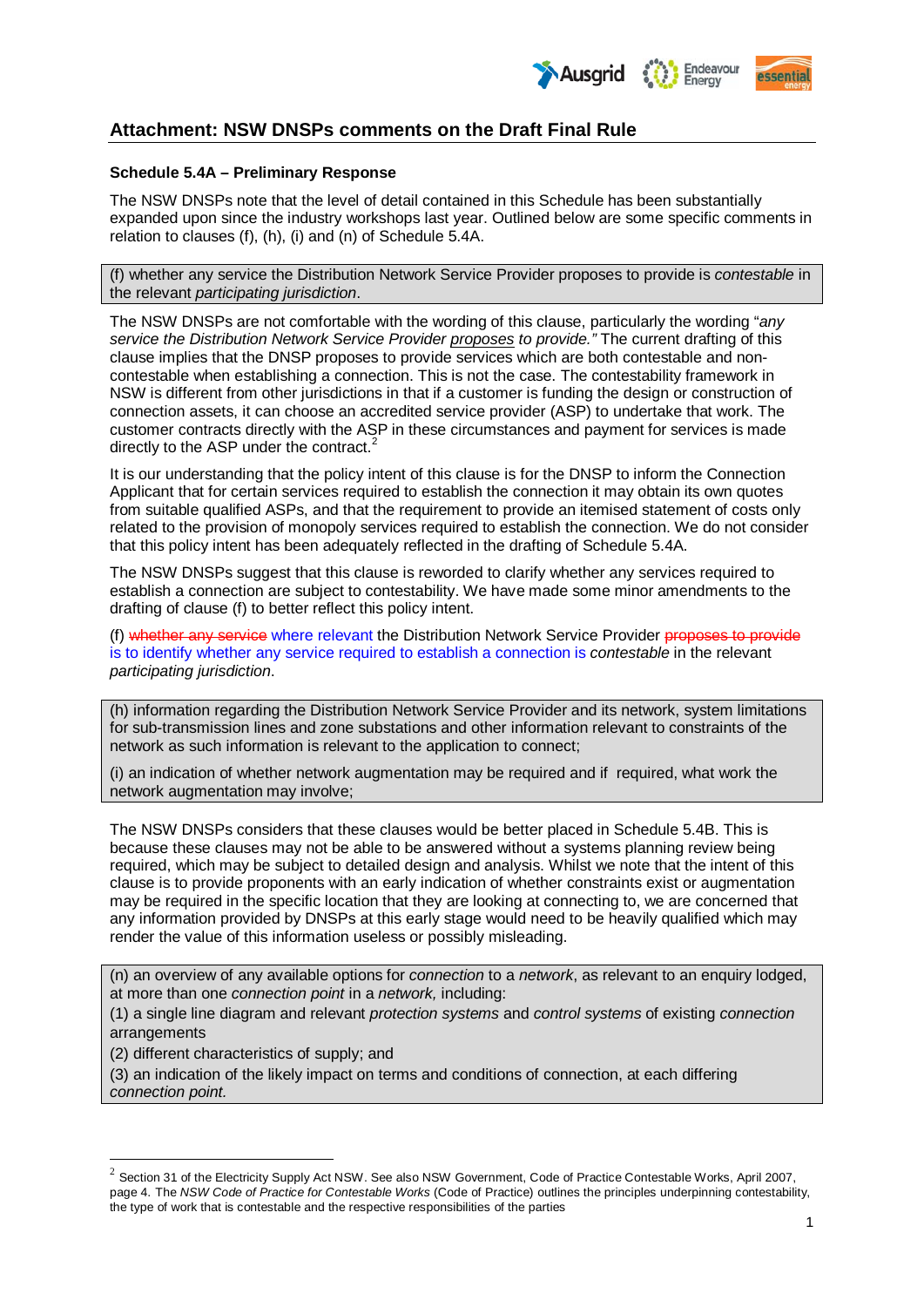## Attachment: NSW DNSPs comments on the Draft Final Rule

**Schedule 5.4A – Preliminary Response**

The NSW DNSPs note that the level of detail contained in this Schedule has been substantially expanded upon since the industry workshops last year. Outlined below are some specific comments in relation to clauses (f), (h), (i) and (n) of Schedule 5.4A.

> (f) whether any service the Distribution Network Service Provider proposes to provide is *contestable* in the relevant *participating jurisdiction*.

The NSW DNSPs are not comfortable with the wording of this clause, particularly the wording "*any service the Distribution Network Service Provider proposes to provide.*" The current drafting of this clause implies that the DNSP proposes to provide services which are both contestable and non-contestable when establishing a connection. This is not the case. The contestability framework in NSW is different from other jurisdictions in that if a customer is funding the design or construction of connection assets, it can choose an accredited service provider (ASP) to undertake that work. The customer contracts directly with the ASP in these circumstances and payment for services is made directly to the ASP under the contract.[2]

It is our understanding that the policy intent of this clause is for the DNSP to inform the Connection Applicant that for certain services required to establish the connection it may obtain its own quotes from suitable qualified ASPs, and that the requirement to provide an itemised statement of costs only related to the provision of monopoly services required to establish the connection. We do not consider that this policy intent has been adequately reflected in the drafting of Schedule 5.4A.

The NSW DNSPs suggest that this clause is reworded to clarify whether any services required to establish a connection are subject to contestability. We have made some minor amendments to the drafting of clause (f) to better reflect this policy intent.

(f) ~~whether any service~~ where relevant the Distribution Network Service Provider ~~proposes to provide~~ is to identify whether any service required to establish a connection is *contestable* in the relevant *participating jurisdiction*.

> (h) information regarding the Distribution Network Service Provider and its network, system limitations for sub-transmission lines and zone substations and other information relevant to constraints of the network as such information is relevant to the application to connect;
>
> (i) an indication of whether network augmentation may be required and if required, what work the network augmentation may involve;

The NSW DNSPs considers that these clauses would be better placed in Schedule 5.4B. This is because these clauses may not be able to be answered without a systems planning review being required, which may be subject to detailed design and analysis. Whilst we note that the intent of this clause is to provide proponents with an early indication of whether constraints exist or augmentation may be required in the specific location that they are looking at connecting to, we are concerned that any information provided by DNSPs at this early stage would need to be heavily qualified which may render the value of this information useless or possibly misleading.

> (n) an overview of any available options for *connection* to a *network*, as relevant to an enquiry lodged, at more than one *connection point* in a *network,* including:
>
> (1) a single line diagram and relevant *protection systems* and *control systems* of existing *connection* arrangements
>
> (2) different characteristics of supply; and
>
> (3) an indication of the likely impact on terms and conditions of connection, at each differing *connection point.*

---

[2] Section 31 of the Electricity Supply Act NSW. See also NSW Government, Code of Practice Contestable Works, April 2007, page 4. The *NSW Code of Practice for Contestable Works* (Code of Practice) outlines the principles underpinning contestability, the type of work that is contestable and the respective responsibilities of the parties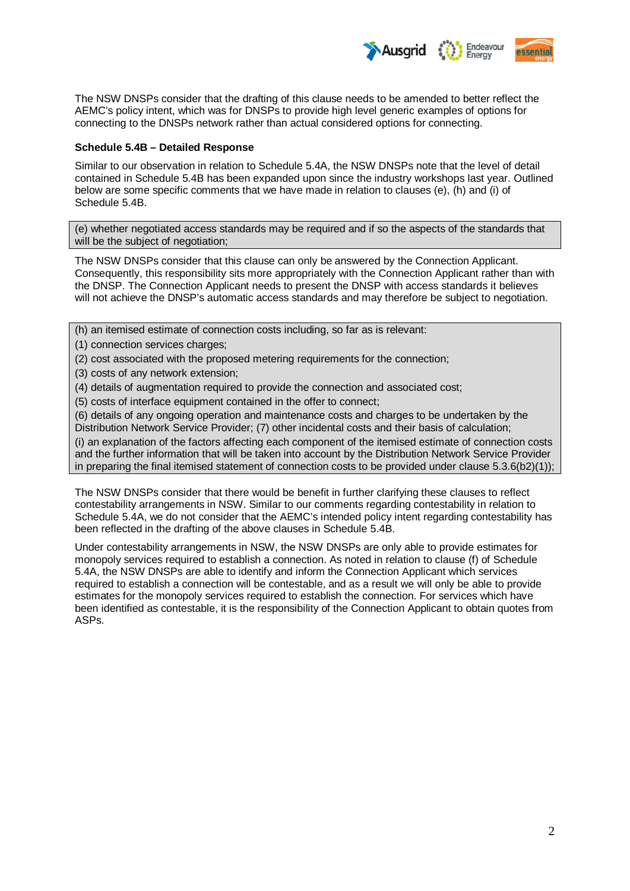The NSW DNSPs consider that the drafting of this clause needs to be amended to better reflect the AEMC's policy intent, which was for DNSPs to provide high level generic examples of options for connecting to the DNSPs network rather than actual considered options for connecting.

**Schedule 5.4B – Detailed Response**

Similar to our observation in relation to Schedule 5.4A, the NSW DNSPs note that the level of detail contained in Schedule 5.4B has been expanded upon since the industry workshops last year. Outlined below are some specific comments that we have made in relation to clauses (e), (h) and (i) of Schedule 5.4B.

> (e) whether negotiated access standards may be required and if so the aspects of the standards that will be the subject of negotiation;

The NSW DNSPs consider that this clause can only be answered by the Connection Applicant. Consequently, this responsibility sits more appropriately with the Connection Applicant rather than with the DNSP. The Connection Applicant needs to present the DNSP with access standards it believes will not achieve the DNSP's automatic access standards and may therefore be subject to negotiation.

> (h) an itemised estimate of connection costs including, so far as is relevant:
>
> (1) connection services charges;
>
> (2) cost associated with the proposed metering requirements for the connection;
>
> (3) costs of any network extension;
>
> (4) details of augmentation required to provide the connection and associated cost;
>
> (5) costs of interface equipment contained in the offer to connect;
>
> (6) details of any ongoing operation and maintenance costs and charges to be undertaken by the Distribution Network Service Provider; (7) other incidental costs and their basis of calculation;
>
> (i) an explanation of the factors affecting each component of the itemised estimate of connection costs and the further information that will be taken into account by the Distribution Network Service Provider in preparing the final itemised statement of connection costs to be provided under clause 5.3.6(b2)(1));

The NSW DNSPs consider that there would be benefit in further clarifying these clauses to reflect contestability arrangements in NSW. Similar to our comments regarding contestability in relation to Schedule 5.4A, we do not consider that the AEMC's intended policy intent regarding contestability has been reflected in the drafting of the above clauses in Schedule 5.4B.

Under contestability arrangements in NSW, the NSW DNSPs are only able to provide estimates for monopoly services required to establish a connection. As noted in relation to clause (f) of Schedule 5.4A, the NSW DNSPs are able to identify and inform the Connection Applicant which services required to establish a connection will be contestable, and as a result we will only be able to provide estimates for the monopoly services required to establish the connection. For services which have been identified as contestable, it is the responsibility of the Connection Applicant to obtain quotes from ASPs.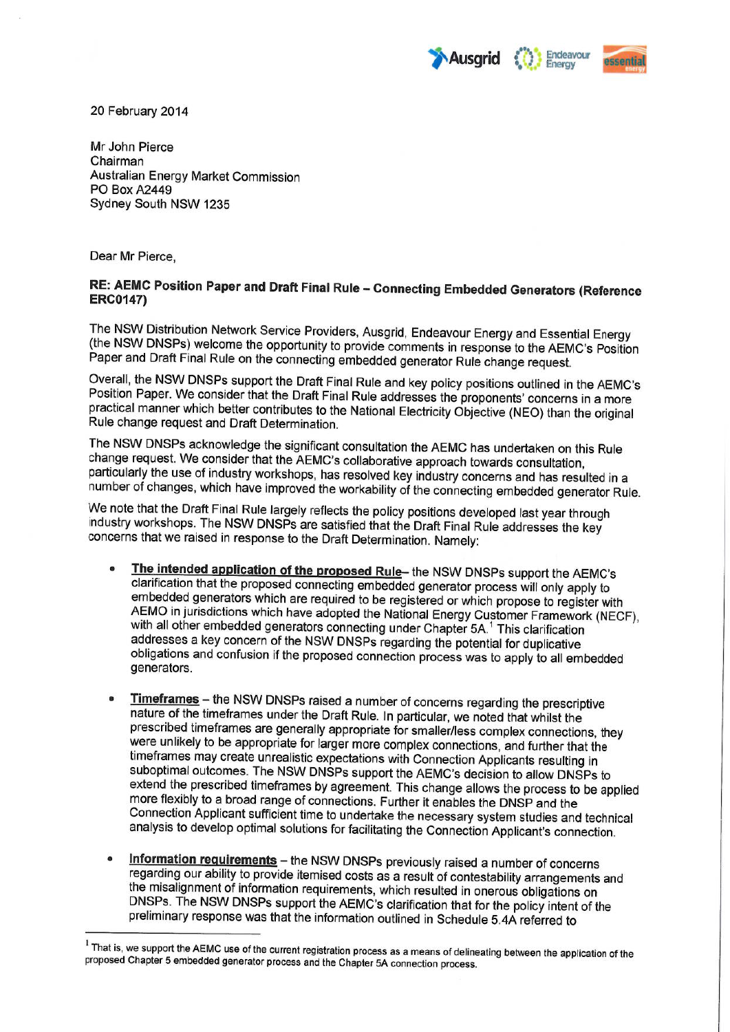20 February 2014

Mr John Pierce
Chairman
Australian Energy Market Commission
PO Box A2449
Sydney South NSW 1235

Dear Mr Pierce,

**RE: AEMC Position Paper and Draft Final Rule – Connecting Embedded Generators (Reference ERC0147)**

The NSW Distribution Network Service Providers, Ausgrid, Endeavour Energy and Essential Energy (the NSW DNSPs) welcome the opportunity to provide comments in response to the AEMC's Position Paper and Draft Final Rule on the connecting embedded generator Rule change request.

Overall, the NSW DNSPs support the Draft Final Rule and key policy positions outlined in the AEMC's Position Paper. We consider that the Draft Final Rule addresses the proponents' concerns in a more practical manner which better contributes to the National Electricity Objective (NEO) than the original Rule change request and Draft Determination.

The NSW DNSPs acknowledge the significant consultation the AEMC has undertaken on this Rule change request. We consider that the AEMC's collaborative approach towards consultation, particularly the use of industry workshops, has resolved key industry concerns and has resulted in a number of changes, which have improved the workability of the connecting embedded generator Rule.

We note that the Draft Final Rule largely reflects the policy positions developed last year through industry workshops. The NSW DNSPs are satisfied that the Draft Final Rule addresses the key concerns that we raised in response to the Draft Determination. Namely:

- **The intended application of the proposed Rule**– the NSW DNSPs support the AEMC's clarification that the proposed connecting embedded generator process will only apply to embedded generators which are required to be registered or which propose to register with AEMO in jurisdictions which have adopted the National Energy Customer Framework (NECF), with all other embedded generators connecting under Chapter 5A.[1] This clarification addresses a key concern of the NSW DNSPs regarding the potential for duplicative obligations and confusion if the proposed connection process was to apply to all embedded generators.

- **Timeframes** – the NSW DNSPs raised a number of concerns regarding the prescriptive nature of the timeframes under the Draft Rule. In particular, we noted that whilst the prescribed timeframes are generally appropriate for smaller/less complex connections, they were unlikely to be appropriate for larger more complex connections, and further that the timeframes may create unrealistic expectations with Connection Applicants resulting in suboptimal outcomes. The NSW DNSPs support the AEMC's decision to allow DNSPs to extend the prescribed timeframes by agreement. This change allows the process to be applied more flexibly to a broad range of connections. Further it enables the DNSP and the Connection Applicant sufficient time to undertake the necessary system studies and technical analysis to develop optimal solutions for facilitating the Connection Applicant's connection.

- **Information requirements** – the NSW DNSPs previously raised a number of concerns regarding our ability to provide itemised costs as a result of contestability arrangements and the misalignment of information requirements, which resulted in onerous obligations on DNSPs. The NSW DNSPs support the AEMC's clarification that for the policy intent of the preliminary response was that the information outlined in Schedule 5.4A referred to

[1] That is, we support the AEMC use of the current registration process as a means of delineating between the application of the proposed Chapter 5 embedded generator process and the Chapter 5A connection process.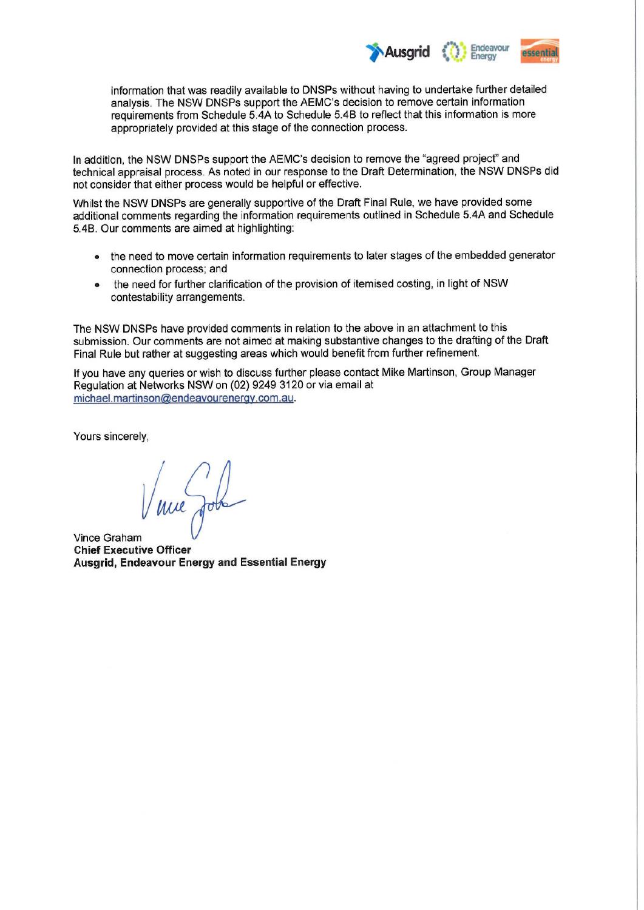information that was readily available to DNSPs without having to undertake further detailed analysis. The NSW DNSPs support the AEMC's decision to remove certain information requirements from Schedule 5.4A to Schedule 5.4B to reflect that this information is more appropriately provided at this stage of the connection process.

In addition, the NSW DNSPs support the AEMC's decision to remove the "agreed project" and technical appraisal process. As noted in our response to the Draft Determination, the NSW DNSPs did not consider that either process would be helpful or effective.

Whilst the NSW DNSPs are generally supportive of the Draft Final Rule, we have provided some additional comments regarding the information requirements outlined in Schedule 5.4A and Schedule 5.4B. Our comments are aimed at highlighting:

- the need to move certain information requirements to later stages of the embedded generator connection process; and
- the need for further clarification of the provision of itemised costing, in light of NSW contestability arrangements.

The NSW DNSPs have provided comments in relation to the above in an attachment to this submission. Our comments are not aimed at making substantive changes to the drafting of the Draft Final Rule but rather at suggesting areas which would benefit from further refinement.

If you have any queries or wish to discuss further please contact Mike Martinson, Group Manager Regulation at Networks NSW on (02) 9249 3120 or via email at michael.martinson@endeavourenergy.com.au.

Yours sincerely,

Vince Graham
**Chief Executive Officer**
**Ausgrid, Endeavour Energy and Essential Energy**